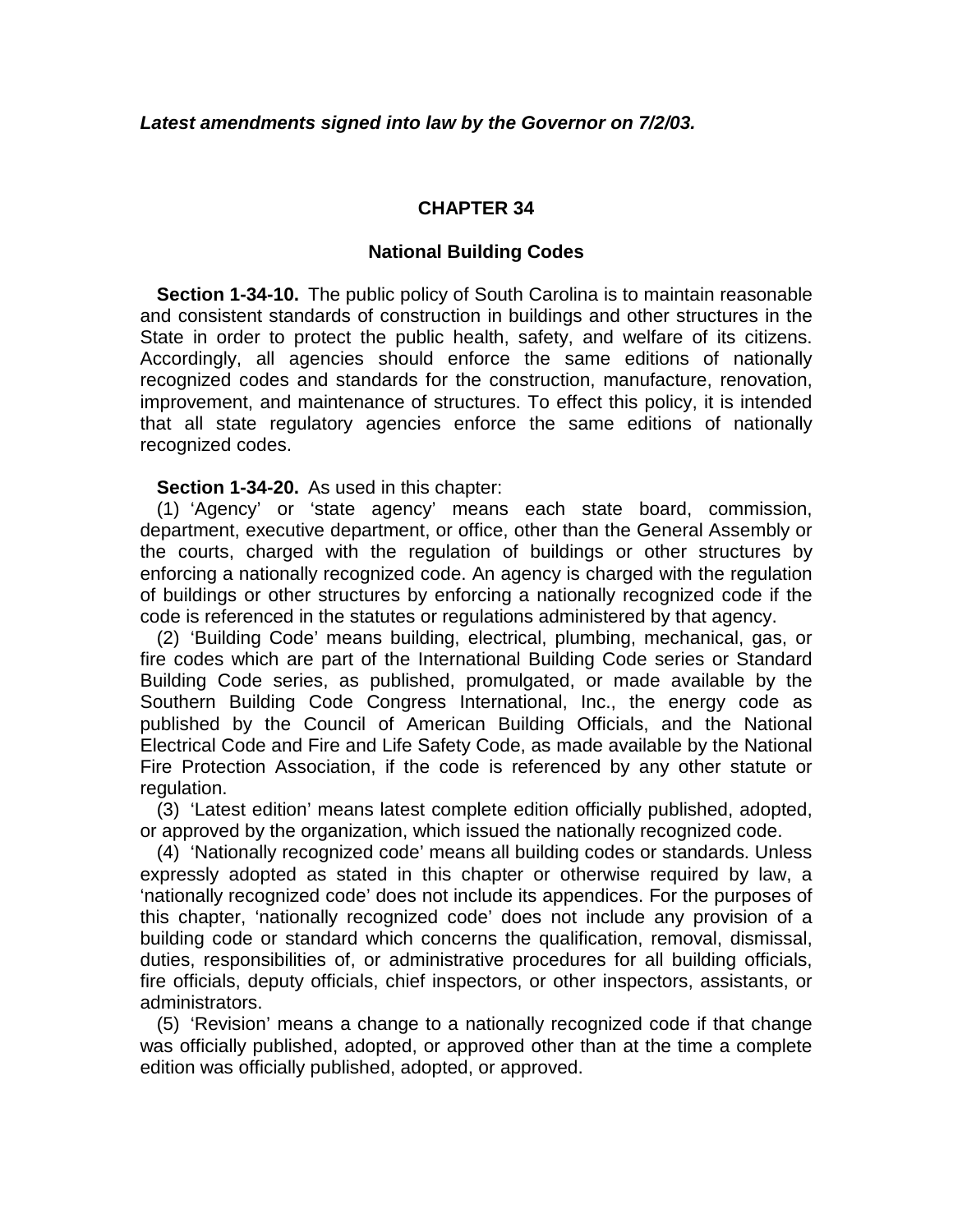***Latest amendments signed into law by the Governor on 7/2/03.***

# CHAPTER 34

## National Building Codes

**Section 1-34-10.** The public policy of South Carolina is to maintain reasonable and consistent standards of construction in buildings and other structures in the State in order to protect the public health, safety, and welfare of its citizens. Accordingly, all agencies should enforce the same editions of nationally recognized codes and standards for the construction, manufacture, renovation, improvement, and maintenance of structures. To effect this policy, it is intended that all state regulatory agencies enforce the same editions of nationally recognized codes.

**Section 1-34-20.** As used in this chapter:

(1) 'Agency' or 'state agency' means each state board, commission, department, executive department, or office, other than the General Assembly or the courts, charged with the regulation of buildings or other structures by enforcing a nationally recognized code. An agency is charged with the regulation of buildings or other structures by enforcing a nationally recognized code if the code is referenced in the statutes or regulations administered by that agency.

(2) 'Building Code' means building, electrical, plumbing, mechanical, gas, or fire codes which are part of the International Building Code series or Standard Building Code series, as published, promulgated, or made available by the Southern Building Code Congress International, Inc., the energy code as published by the Council of American Building Officials, and the National Electrical Code and Fire and Life Safety Code, as made available by the National Fire Protection Association, if the code is referenced by any other statute or regulation.

(3) 'Latest edition' means latest complete edition officially published, adopted, or approved by the organization, which issued the nationally recognized code.

(4) 'Nationally recognized code' means all building codes or standards. Unless expressly adopted as stated in this chapter or otherwise required by law, a 'nationally recognized code' does not include its appendices. For the purposes of this chapter, 'nationally recognized code' does not include any provision of a building code or standard which concerns the qualification, removal, dismissal, duties, responsibilities of, or administrative procedures for all building officials, fire officials, deputy officials, chief inspectors, or other inspectors, assistants, or administrators.

(5) 'Revision' means a change to a nationally recognized code if that change was officially published, adopted, or approved other than at the time a complete edition was officially published, adopted, or approved.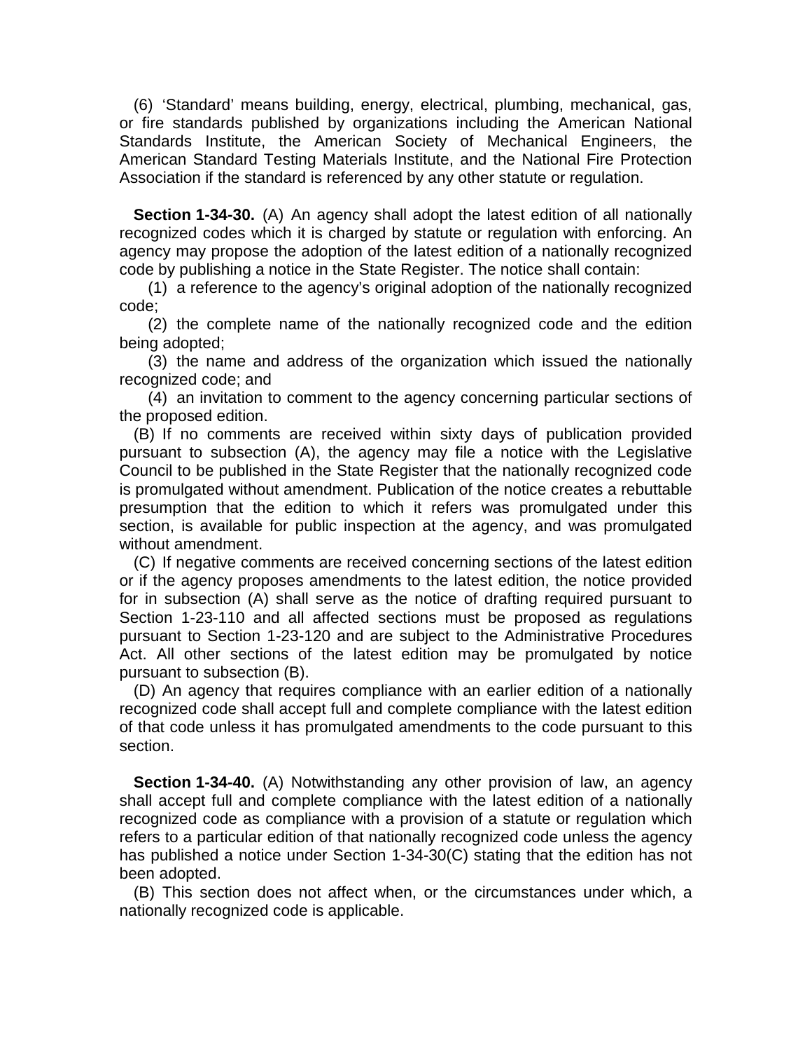(6) 'Standard' means building, energy, electrical, plumbing, mechanical, gas, or fire standards published by organizations including the American National Standards Institute, the American Society of Mechanical Engineers, the American Standard Testing Materials Institute, and the National Fire Protection Association if the standard is referenced by any other statute or regulation.

**Section 1-34-30.** (A) An agency shall adopt the latest edition of all nationally recognized codes which it is charged by statute or regulation with enforcing. An agency may propose the adoption of the latest edition of a nationally recognized code by publishing a notice in the State Register. The notice shall contain:

(1) a reference to the agency's original adoption of the nationally recognized code;

(2) the complete name of the nationally recognized code and the edition being adopted;

(3) the name and address of the organization which issued the nationally recognized code; and

(4) an invitation to comment to the agency concerning particular sections of the proposed edition.

(B) If no comments are received within sixty days of publication provided pursuant to subsection (A), the agency may file a notice with the Legislative Council to be published in the State Register that the nationally recognized code is promulgated without amendment. Publication of the notice creates a rebuttable presumption that the edition to which it refers was promulgated under this section, is available for public inspection at the agency, and was promulgated without amendment.

(C) If negative comments are received concerning sections of the latest edition or if the agency proposes amendments to the latest edition, the notice provided for in subsection (A) shall serve as the notice of drafting required pursuant to Section 1-23-110 and all affected sections must be proposed as regulations pursuant to Section 1-23-120 and are subject to the Administrative Procedures Act. All other sections of the latest edition may be promulgated by notice pursuant to subsection (B).

(D) An agency that requires compliance with an earlier edition of a nationally recognized code shall accept full and complete compliance with the latest edition of that code unless it has promulgated amendments to the code pursuant to this section.

**Section 1-34-40.** (A) Notwithstanding any other provision of law, an agency shall accept full and complete compliance with the latest edition of a nationally recognized code as compliance with a provision of a statute or regulation which refers to a particular edition of that nationally recognized code unless the agency has published a notice under Section 1-34-30(C) stating that the edition has not been adopted.

(B) This section does not affect when, or the circumstances under which, a nationally recognized code is applicable.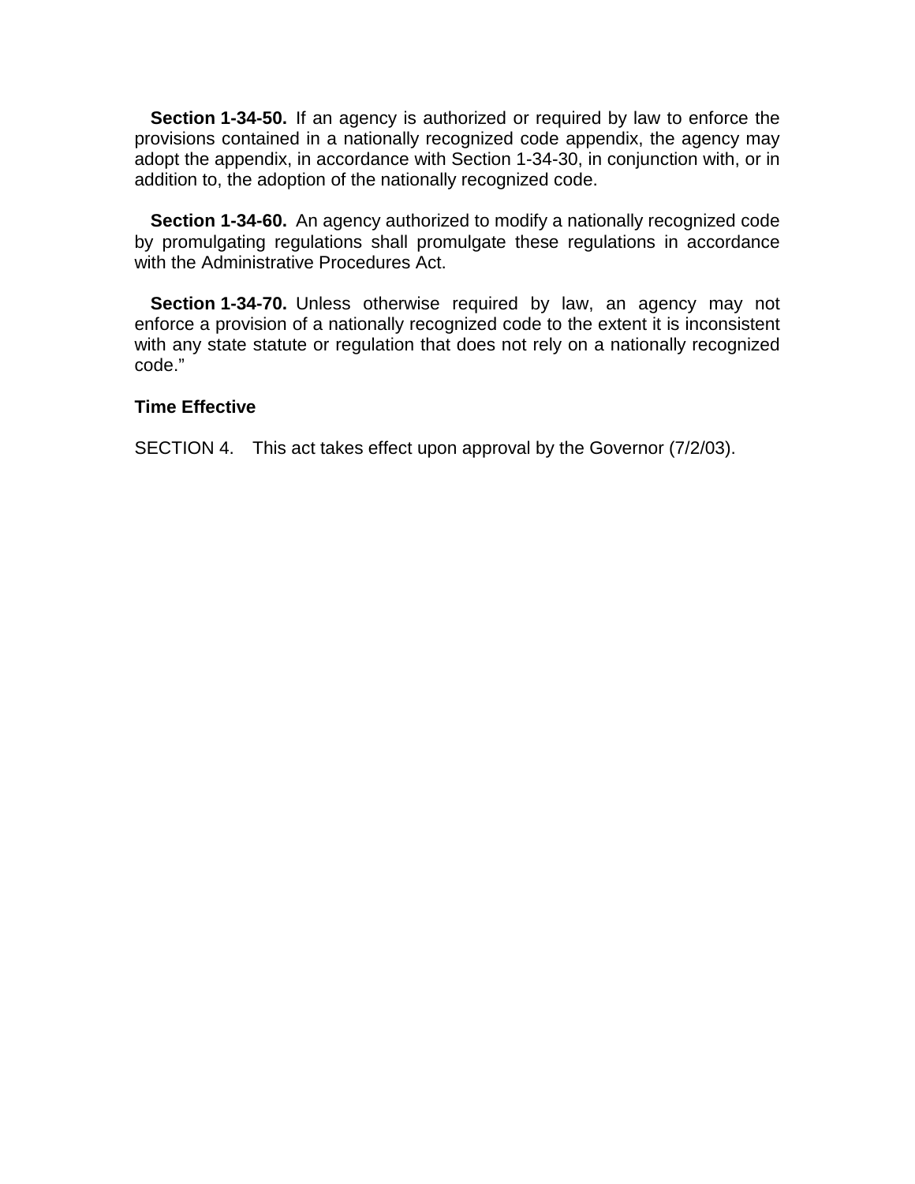**Section 1-34-50.** If an agency is authorized or required by law to enforce the provisions contained in a nationally recognized code appendix, the agency may adopt the appendix, in accordance with Section 1-34-30, in conjunction with, or in addition to, the adoption of the nationally recognized code.

**Section 1-34-60.** An agency authorized to modify a nationally recognized code by promulgating regulations shall promulgate these regulations in accordance with the Administrative Procedures Act.

**Section 1-34-70.** Unless otherwise required by law, an agency may not enforce a provision of a nationally recognized code to the extent it is inconsistent with any state statute or regulation that does not rely on a nationally recognized code."

**Time Effective**

SECTION 4. This act takes effect upon approval by the Governor (7/2/03).